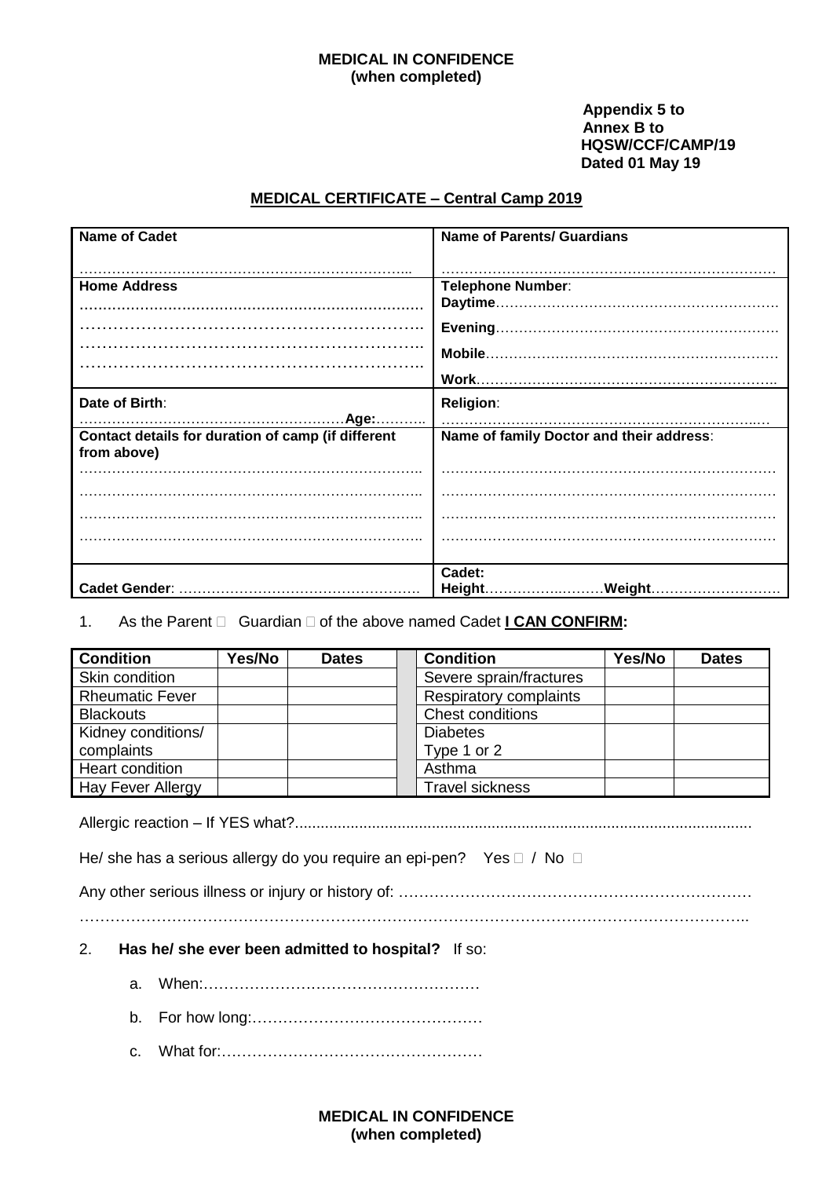**MEDICAL IN CONFIDENCE**
**(when completed)**

**Appendix 5 to**
**Annex B to**
**HQSW/CCF/CAMP/19**
**Dated 01 May 19**

## MEDICAL CERTIFICATE – Central Camp 2019

| **Name of Cadet**<br><br>……………………………………………………………... | **Name of Parents/ Guardians**<br><br>……………………………………………………………… |
|---|---|
| **Home Address**<br>………………………………………………………………<br>……………………………………………………..<br>……………………………………………………..<br>…………………………………………………….. | **Telephone Number**:<br>**Daytime**……………………………………………………<br>**Evening**……………………………………………………<br>**Mobile**……………………………………………………<br>**Work**……………………………………………………….. |
| **Date of Birth**:<br>…………………………………………………**Age:**……….. | **Religion**:<br>……………………………………………………………..… |
| **Contact details for duration of camp (if different from above)**<br>………………………………………………………………..<br>………………………………………………………………..<br>………………………………………………………………..<br>……………………………………………………………….. | **Name of family Doctor and their address**:<br>………………………………………………………………<br>………………………………………………………………<br>………………………………………………………………<br>……………………………………………………………… |
| **Cadet Gender**: …………………………………………… | **Cadet:**<br>**Height**………………………**Weight**……………………… |

1. As the Parent ☐ Guardian ☐ of the above named Cadet **I CAN CONFIRM:**

| **Condition** | **Yes/No** | **Dates** | | **Condition** | **Yes/No** | **Dates** |
|---|---|---|---|---|---|---|
| Skin condition | | | | Severe sprain/fractures | | |
| Rheumatic Fever | | | | Respiratory complaints | | |
| Blackouts | | | | Chest conditions | | |
| Kidney conditions/ complaints | | | | Diabetes Type 1 or 2 | | |
| Heart condition | | | | Asthma | | |
| Hay Fever Allergy | | | | Travel sickness | | |

Allergic reaction – If YES what?.........................................................................................................

He/ she has a serious allergy do you require an epi-pen? Yes ☐ / No ☐

Any other serious illness or injury or history of: …………………………………………………………
……………………………………………………………………………………………………………..

2. **Has he/ she ever been admitted to hospital?** If so:

   a. When:…………………………………………………

   b. For how long:………………………………………

   c. What for:……………………………………………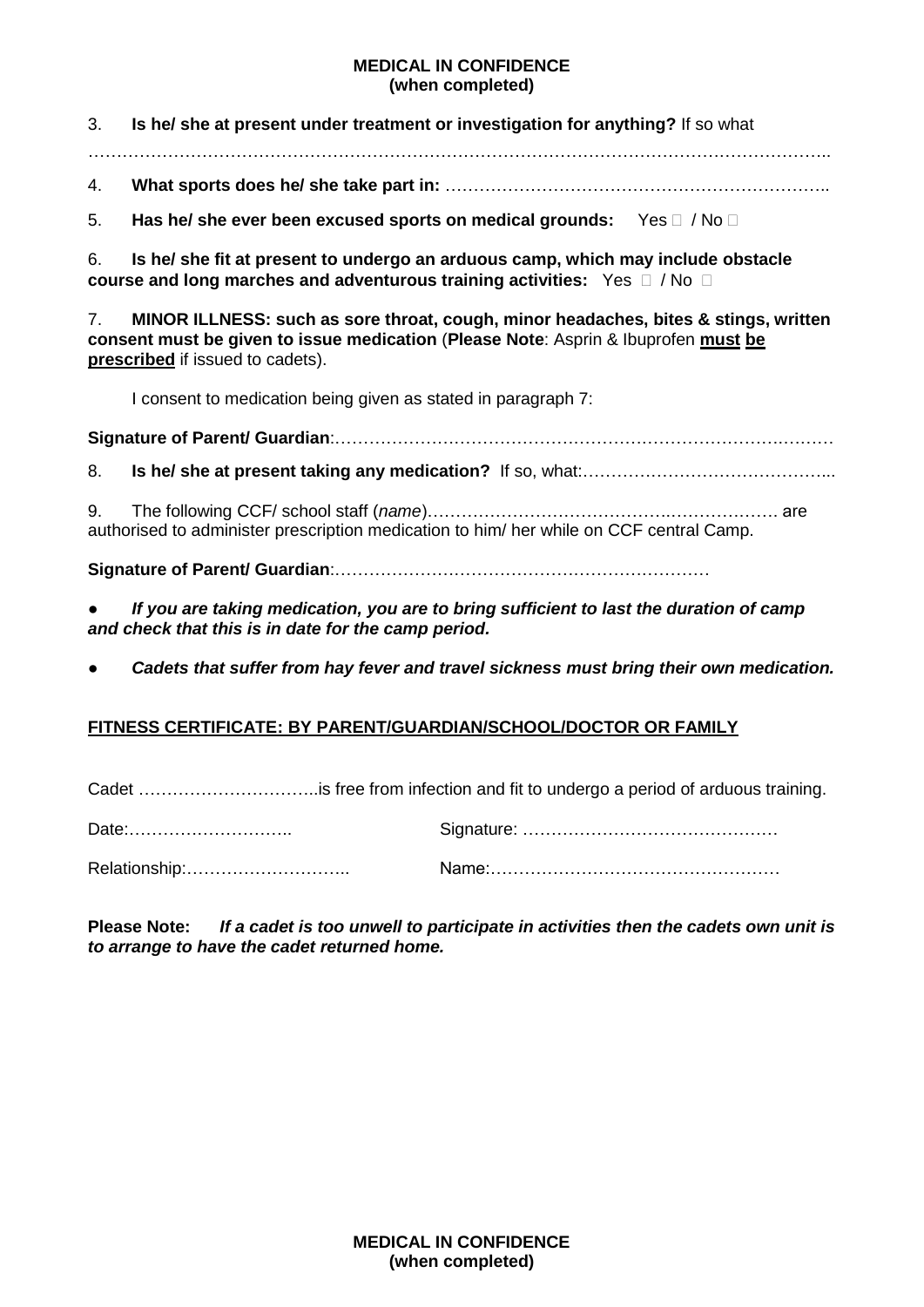**MEDICAL IN CONFIDENCE**
**(when completed)**

3. **Is he/ she at present under treatment or investigation for anything?** If so what

……………………………………………………………………………………………………………………..

4. **What sports does he/ she take part in:** …………………………………………………………..

5. **Has he/ she ever been excused sports on medical grounds:** Yes □ / No □

6. **Is he/ she fit at present to undergo an arduous camp, which may include obstacle course and long marches and adventurous training activities:** Yes □ / No □

7. **MINOR ILLNESS: such as sore throat, cough, minor headaches, bites & stings, written consent must be given to issue medication** (**Please Note**: Asprin & Ibuprofen **<u>must</u> <u>be</u> <u>prescribed</u>** if issued to cadets).

I consent to medication being given as stated in paragraph 7:

**Signature of Parent/ Guardian**:…………………………………………………………………………

8. **Is he/ she at present taking any medication?** If so, what:……………………………………...

9. The following CCF/ school staff (*name*)……………………………………………………. are authorised to administer prescription medication to him/ her while on CCF central Camp.

**Signature of Parent/ Guardian**:…………………………………………………………

- ***If you are taking medication, you are to bring sufficient to last the duration of camp and check that this is in date for the camp period.***
- ***Cadets that suffer from hay fever and travel sickness must bring their own medication.***

**<u>FITNESS CERTIFICATE: BY PARENT/GUARDIAN/SCHOOL/DOCTOR OR FAMILY</u>**

Cadet …………………………..is free from infection and fit to undergo a period of arduous training.

Date:……………………….. Signature: ………………………………………

Relationship:……………………….. Name:……………………………………………

**Please Note:** ***If a cadet is too unwell to participate in activities then the cadets own unit is to arrange to have the cadet returned home.***

**MEDICAL IN CONFIDENCE**
**(when completed)**